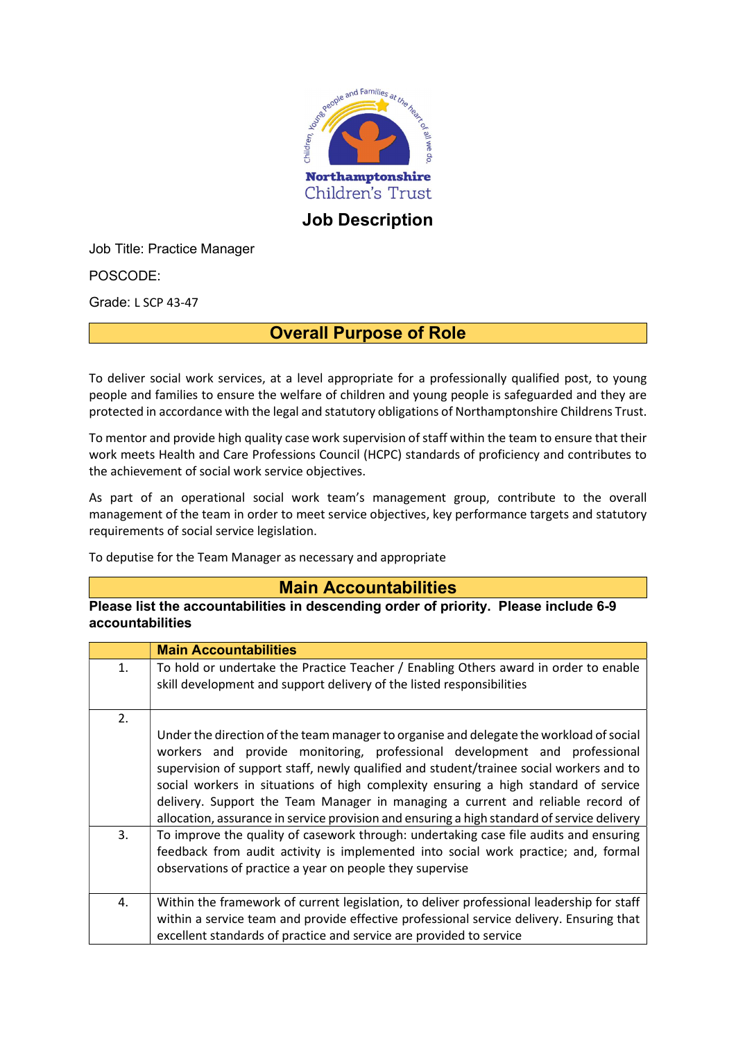Northamptonshire Children's Trust

# Job Description

Job Title: Practice Manager

POSCODE:

Grade: L SCP 43-47

## Overall Purpose of Role

To deliver social work services, at a level appropriate for a professionally qualified post, to young people and families to ensure the welfare of children and young people is safeguarded and they are protected in accordance with the legal and statutory obligations of Northamptonshire Childrens Trust.

To mentor and provide high quality case work supervision of staff within the team to ensure that their work meets Health and Care Professions Council (HCPC) standards of proficiency and contributes to the achievement of social work service objectives.

As part of an operational social work team's management group, contribute to the overall management of the team in order to meet service objectives, key performance targets and statutory requirements of social service legislation.

To deputise for the Team Manager as necessary and appropriate

## Main Accountabilities

**Please list the accountabilities in descending order of priority. Please include 6-9 accountabilities**

| | Main Accountabilities |
|---|---|
| 1. | To hold or undertake the Practice Teacher / Enabling Others award in order to enable skill development and support delivery of the listed responsibilities |
| 2. | Under the direction of the team manager to organise and delegate the workload of social workers and provide monitoring, professional development and professional supervision of support staff, newly qualified and student/trainee social workers and to social workers in situations of high complexity ensuring a high standard of service delivery. Support the Team Manager in managing a current and reliable record of allocation, assurance in service provision and ensuring a high standard of service delivery |
| 3. | To improve the quality of casework through: undertaking case file audits and ensuring feedback from audit activity is implemented into social work practice; and, formal observations of practice a year on people they supervise |
| 4. | Within the framework of current legislation, to deliver professional leadership for staff within a service team and provide effective professional service delivery. Ensuring that excellent standards of practice and service are provided to service |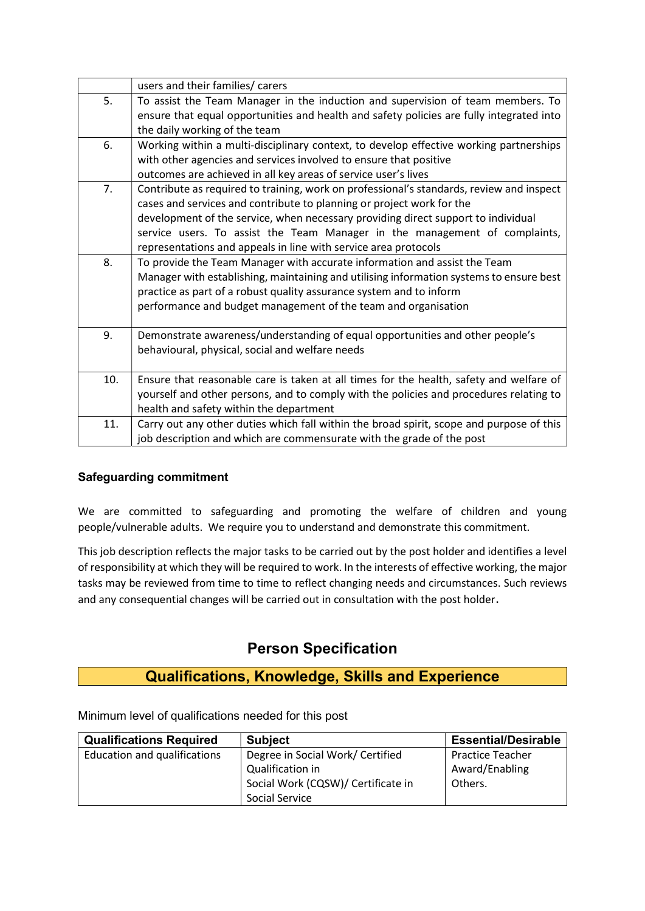| | |
|---|---|
| | users and their families/ carers |
| 5. | To assist the Team Manager in the induction and supervision of team members. To ensure that equal opportunities and health and safety policies are fully integrated into the daily working of the team |
| 6. | Working within a multi-disciplinary context, to develop effective working partnerships with other agencies and services involved to ensure that positive outcomes are achieved in all key areas of service user's lives |
| 7. | Contribute as required to training, work on professional's standards, review and inspect cases and services and contribute to planning or project work for the development of the service, when necessary providing direct support to individual service users. To assist the Team Manager in the management of complaints, representations and appeals in line with service area protocols |
| 8. | To provide the Team Manager with accurate information and assist the Team Manager with establishing, maintaining and utilising information systems to ensure best practice as part of a robust quality assurance system and to inform performance and budget management of the team and organisation |
| 9. | Demonstrate awareness/understanding of equal opportunities and other people's behavioural, physical, social and welfare needs |
| 10. | Ensure that reasonable care is taken at all times for the health, safety and welfare of yourself and other persons, and to comply with the policies and procedures relating to health and safety within the department |
| 11. | Carry out any other duties which fall within the broad spirit, scope and purpose of this job description and which are commensurate with the grade of the post |

**Safeguarding commitment**

We are committed to safeguarding and promoting the welfare of children and young people/vulnerable adults. We require you to understand and demonstrate this commitment.

This job description reflects the major tasks to be carried out by the post holder and identifies a level of responsibility at which they will be required to work. In the interests of effective working, the major tasks may be reviewed from time to time to reflect changing needs and circumstances. Such reviews and any consequential changes will be carried out in consultation with the post holder.

# Person Specification

## Qualifications, Knowledge, Skills and Experience

Minimum level of qualifications needed for this post

| Qualifications Required | Subject | Essential/Desirable |
|---|---|---|
| Education and qualifications | Degree in Social Work/ Certified Qualification in Social Work (CQSW)/ Certificate in Social Service | Practice Teacher Award/Enabling Others. |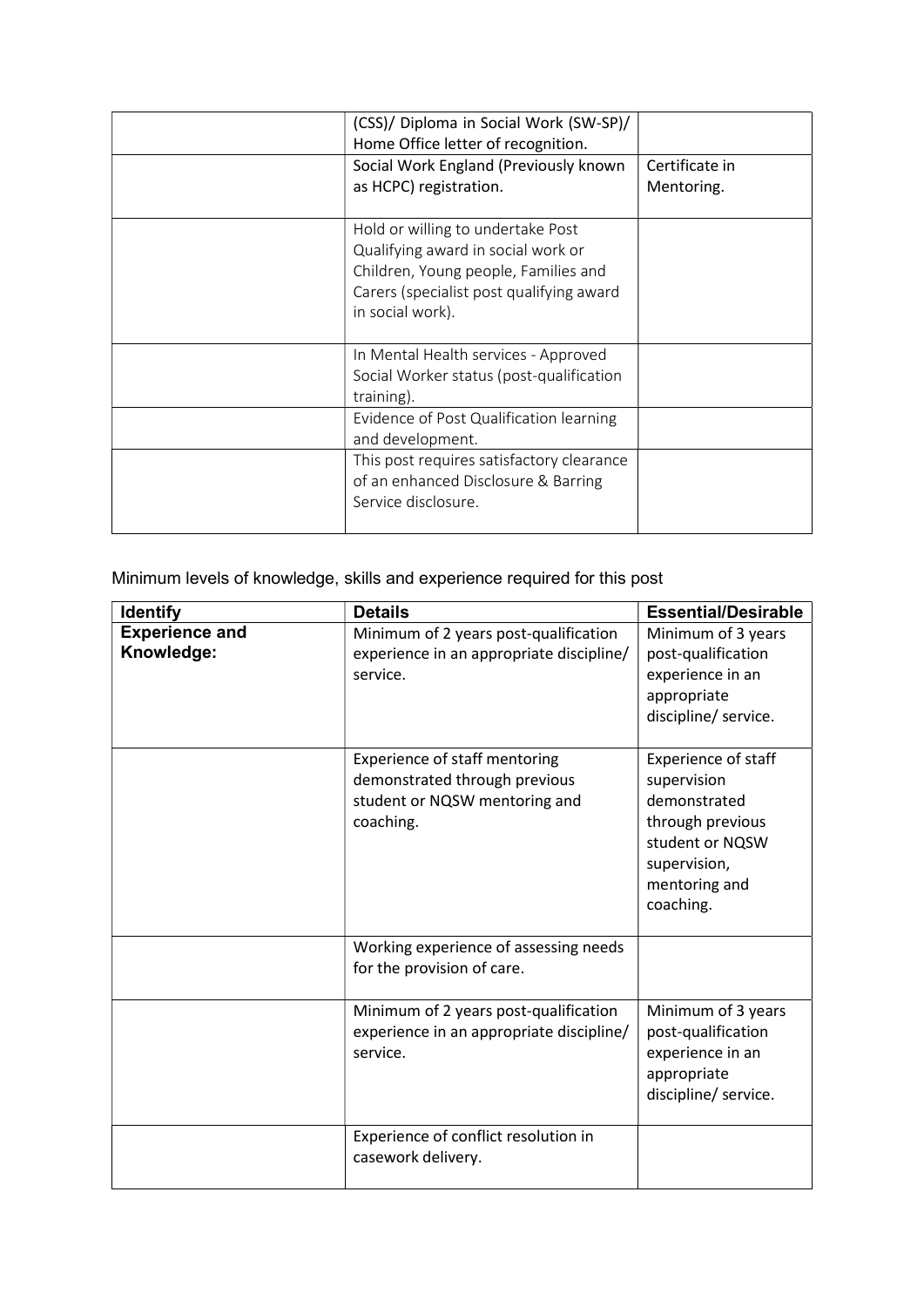| | | |
|---|---|---|
| | (CSS)/ Diploma in Social Work (SW-SP)/ Home Office letter of recognition. | |
| | Social Work England (Previously known as HCPC) registration. | Certificate in Mentoring. |
| | Hold or willing to undertake Post Qualifying award in social work or Children, Young people, Families and Carers (specialist post qualifying award in social work). | |
| | In Mental Health services - Approved Social Worker status (post-qualification training). | |
| | Evidence of Post Qualification learning and development. | |
| | This post requires satisfactory clearance of an enhanced Disclosure & Barring Service disclosure. | |

Minimum levels of knowledge, skills and experience required for this post

| Identify | Details | Essential/Desirable |
|---|---|---|
| **Experience and Knowledge:** | Minimum of 2 years post-qualification experience in an appropriate discipline/ service. | Minimum of 3 years post-qualification experience in an appropriate discipline/ service. |
| | Experience of staff mentoring demonstrated through previous student or NQSW mentoring and coaching. | Experience of staff supervision demonstrated through previous student or NQSW supervision, mentoring and coaching. |
| | Working experience of assessing needs for the provision of care. | |
| | Minimum of 2 years post-qualification experience in an appropriate discipline/ service. | Minimum of 3 years post-qualification experience in an appropriate discipline/ service. |
| | Experience of conflict resolution in casework delivery. | |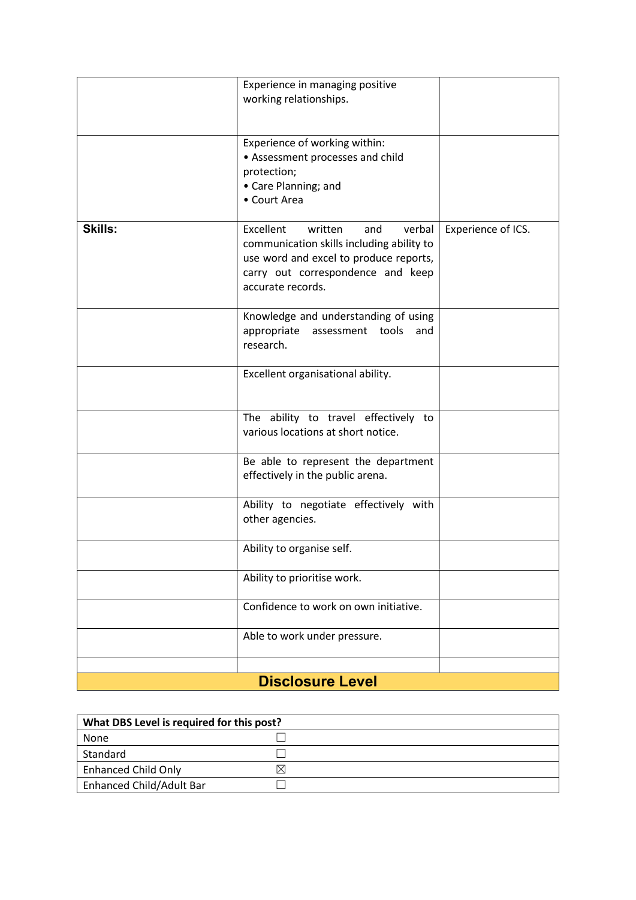| | | |
|---|---|---|
| | Experience in managing positive working relationships. | |
| | Experience of working within:<br>• Assessment processes and child protection;<br>• Care Planning; and<br>• Court Area | |
| **Skills:** | Excellent written and verbal communication skills including ability to use word and excel to produce reports, carry out correspondence and keep accurate records. | Experience of ICS. |
| | Knowledge and understanding of using appropriate assessment tools and research. | |
| | Excellent organisational ability. | |
| | The ability to travel effectively to various locations at short notice. | |
| | Be able to represent the department effectively in the public arena. | |
| | Ability to negotiate effectively with other agencies. | |
| | Ability to organise self. | |
| | Ability to prioritise work. | |
| | Confidence to work on own initiative. | |
| | Able to work under pressure. | |
| | | |

## Disclosure Level

| **What DBS Level is required for this post?** | |
|---|---|
| None | ☐ |
| Standard | ☐ |
| Enhanced Child Only | ☒ |
| Enhanced Child/Adult Bar | ☐ |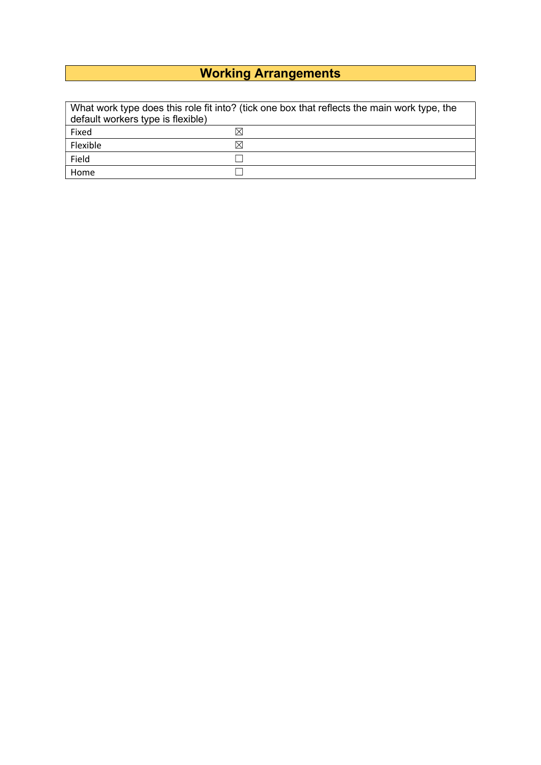# Working Arrangements

| What work type does this role fit into? (tick one box that reflects the main work type, the default workers type is flexible) | |
|---|---|
| Fixed | ☒ |
| Flexible | ☒ |
| Field | ☐ |
| Home | ☐ |